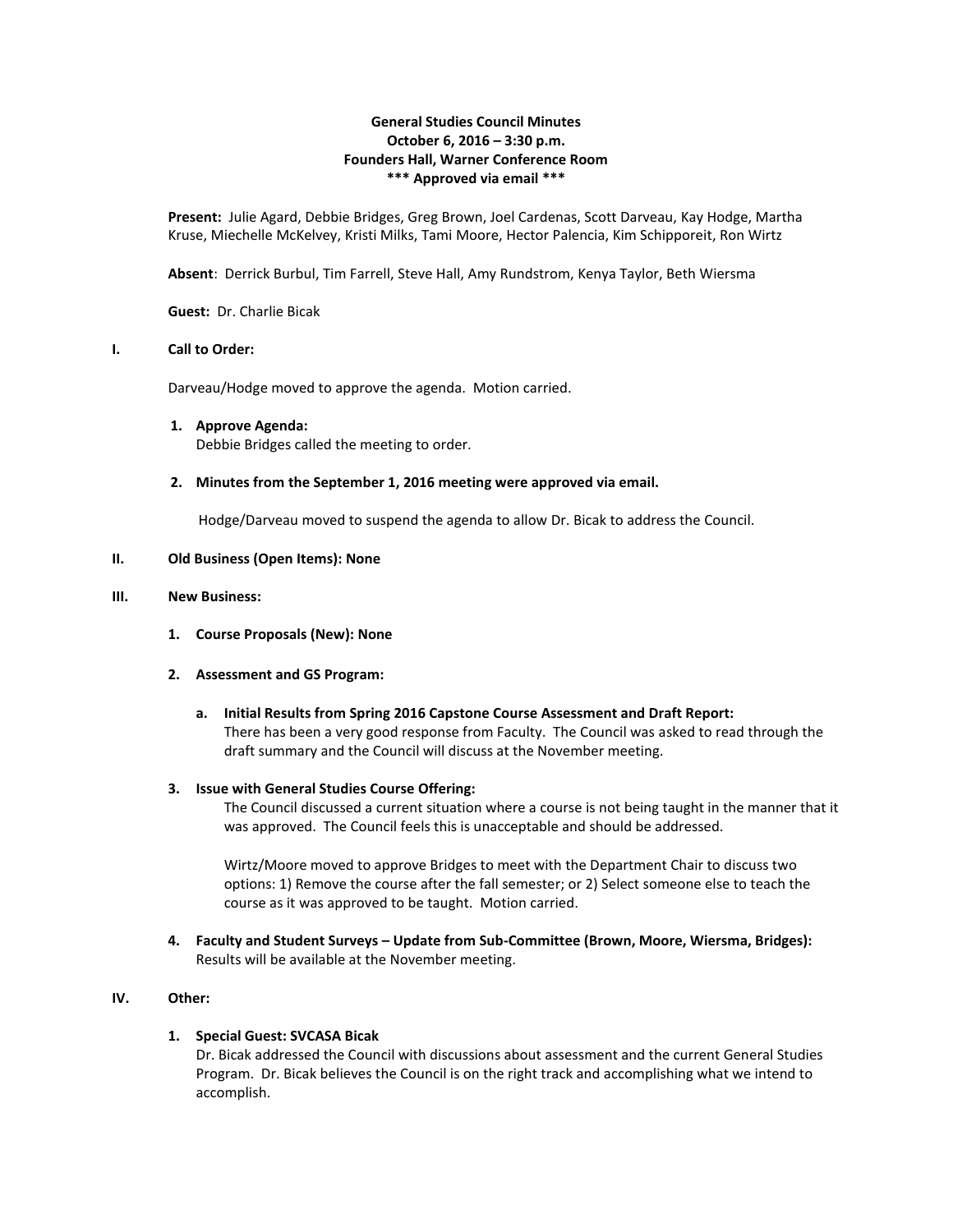# General Studies Council Minutes
**October 6, 2016 – 3:30 p.m.**
**Founders Hall, Warner Conference Room**
**\*\*\* Approved via email \*\*\***

**Present:** Julie Agard, Debbie Bridges, Greg Brown, Joel Cardenas, Scott Darveau, Kay Hodge, Martha Kruse, Miechelle McKelvey, Kristi Milks, Tami Moore, Hector Palencia, Kim Schipporeit, Ron Wirtz

**Absent**: Derrick Burbul, Tim Farrell, Steve Hall, Amy Rundstrom, Kenya Taylor, Beth Wiersma

**Guest:** Dr. Charlie Bicak

## I. Call to Order:

Darveau/Hodge moved to approve the agenda. Motion carried.

1. **Approve Agenda:**
   Debbie Bridges called the meeting to order.

2. **Minutes from the September 1, 2016 meeting were approved via email.**

   Hodge/Darveau moved to suspend the agenda to allow Dr. Bicak to address the Council.

## II. Old Business (Open Items): None

## III. New Business:

1. **Course Proposals (New): None**

2. **Assessment and GS Program:**

   a. **Initial Results from Spring 2016 Capstone Course Assessment and Draft Report:**
   There has been a very good response from Faculty. The Council was asked to read through the draft summary and the Council will discuss at the November meeting.

3. **Issue with General Studies Course Offering:**
   The Council discussed a current situation where a course is not being taught in the manner that it was approved. The Council feels this is unacceptable and should be addressed.

   Wirtz/Moore moved to approve Bridges to meet with the Department Chair to discuss two options: 1) Remove the course after the fall semester; or 2) Select someone else to teach the course as it was approved to be taught. Motion carried.

4. **Faculty and Student Surveys – Update from Sub-Committee (Brown, Moore, Wiersma, Bridges):**
   Results will be available at the November meeting.

## IV. Other:

1. **Special Guest: SVCASA Bicak**
   Dr. Bicak addressed the Council with discussions about assessment and the current General Studies Program. Dr. Bicak believes the Council is on the right track and accomplishing what we intend to accomplish.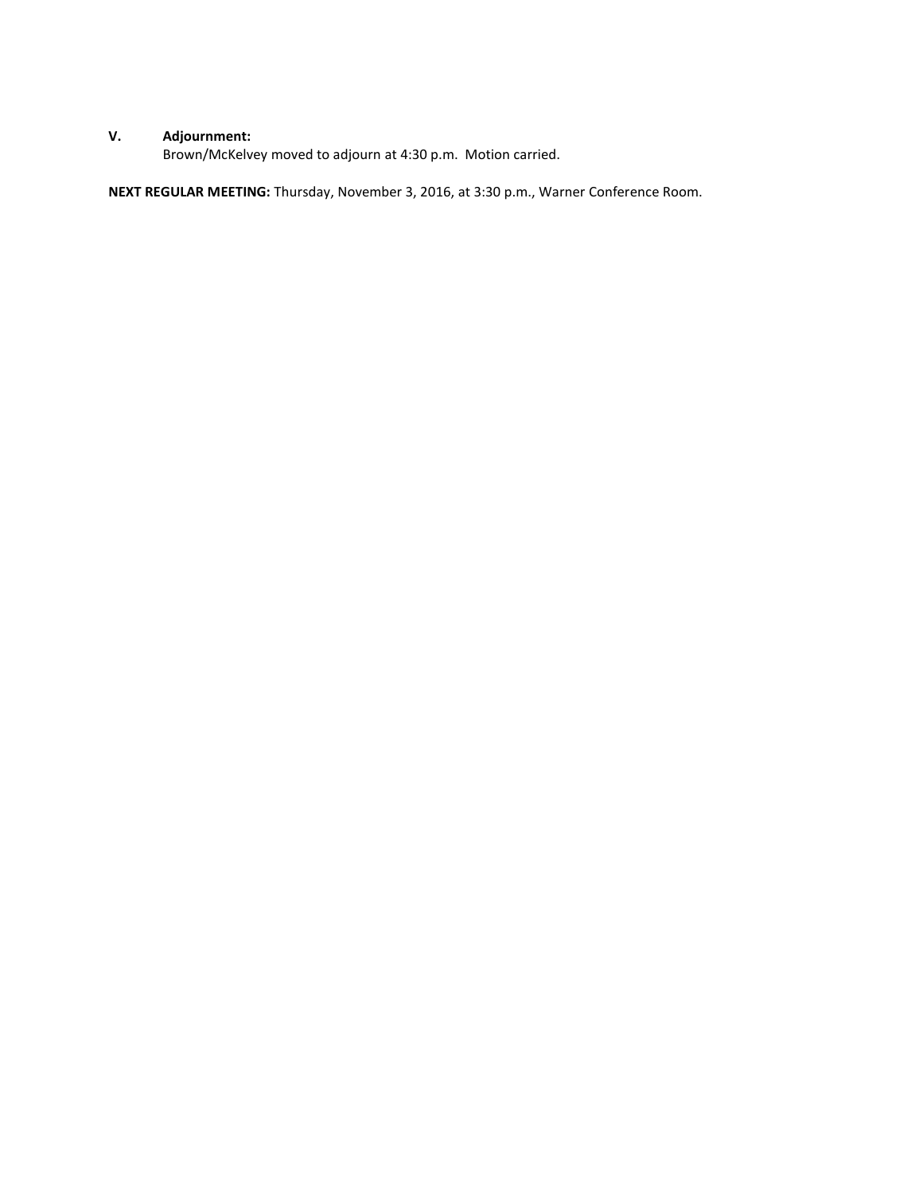**V. Adjournment:**

Brown/McKelvey moved to adjourn at 4:30 p.m. Motion carried.

**NEXT REGULAR MEETING:** Thursday, November 3, 2016, at 3:30 p.m., Warner Conference Room.